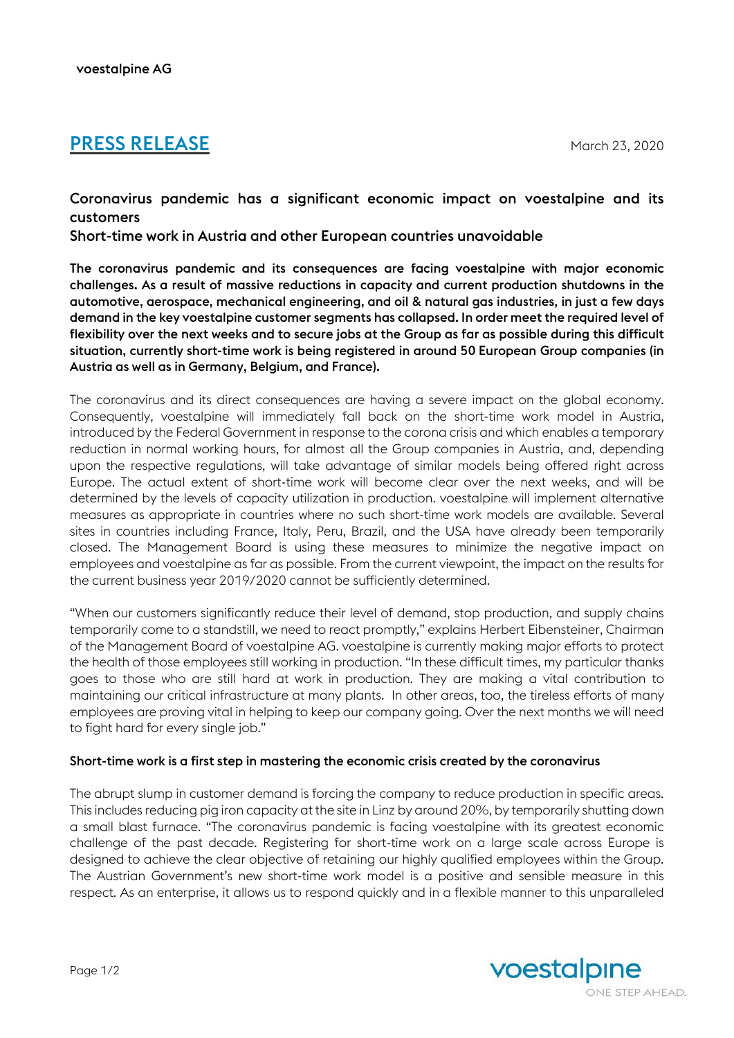voestalpine AG

# PRESS RELEASE

March 23, 2020

## Coronavirus pandemic has a significant economic impact on voestalpine and its customers
## Short-time work in Austria and other European countries unavoidable

**The coronavirus pandemic and its consequences are facing voestalpine with major economic challenges. As a result of massive reductions in capacity and current production shutdowns in the automotive, aerospace, mechanical engineering, and oil & natural gas industries, in just a few days demand in the key voestalpine customer segments has collapsed. In order meet the required level of flexibility over the next weeks and to secure jobs at the Group as far as possible during this difficult situation, currently short-time work is being registered in around 50 European Group companies (in Austria as well as in Germany, Belgium, and France).**

The coronavirus and its direct consequences are having a severe impact on the global economy. Consequently, voestalpine will immediately fall back on the short-time work model in Austria, introduced by the Federal Government in response to the corona crisis and which enables a temporary reduction in normal working hours, for almost all the Group companies in Austria, and, depending upon the respective regulations, will take advantage of similar models being offered right across Europe. The actual extent of short-time work will become clear over the next weeks, and will be determined by the levels of capacity utilization in production. voestalpine will implement alternative measures as appropriate in countries where no such short-time work models are available. Several sites in countries including France, Italy, Peru, Brazil, and the USA have already been temporarily closed. The Management Board is using these measures to minimize the negative impact on employees and voestalpine as far as possible. From the current viewpoint, the impact on the results for the current business year 2019/2020 cannot be sufficiently determined.

"When our customers significantly reduce their level of demand, stop production, and supply chains temporarily come to a standstill, we need to react promptly," explains Herbert Eibensteiner, Chairman of the Management Board of voestalpine AG. voestalpine is currently making major efforts to protect the health of those employees still working in production. "In these difficult times, my particular thanks goes to those who are still hard at work in production. They are making a vital contribution to maintaining our critical infrastructure at many plants. In other areas, too, the tireless efforts of many employees are proving vital in helping to keep our company going. Over the next months we will need to fight hard for every single job."

### Short-time work is a first step in mastering the economic crisis created by the coronavirus

The abrupt slump in customer demand is forcing the company to reduce production in specific areas. This includes reducing pig iron capacity at the site in Linz by around 20%, by temporarily shutting down a small blast furnace. "The coronavirus pandemic is facing voestalpine with its greatest economic challenge of the past decade. Registering for short-time work on a large scale across Europe is designed to achieve the clear objective of retaining our highly qualified employees within the Group. The Austrian Government's new short-time work model is a positive and sensible measure in this respect. As an enterprise, it allows us to respond quickly and in a flexible manner to this unparalleled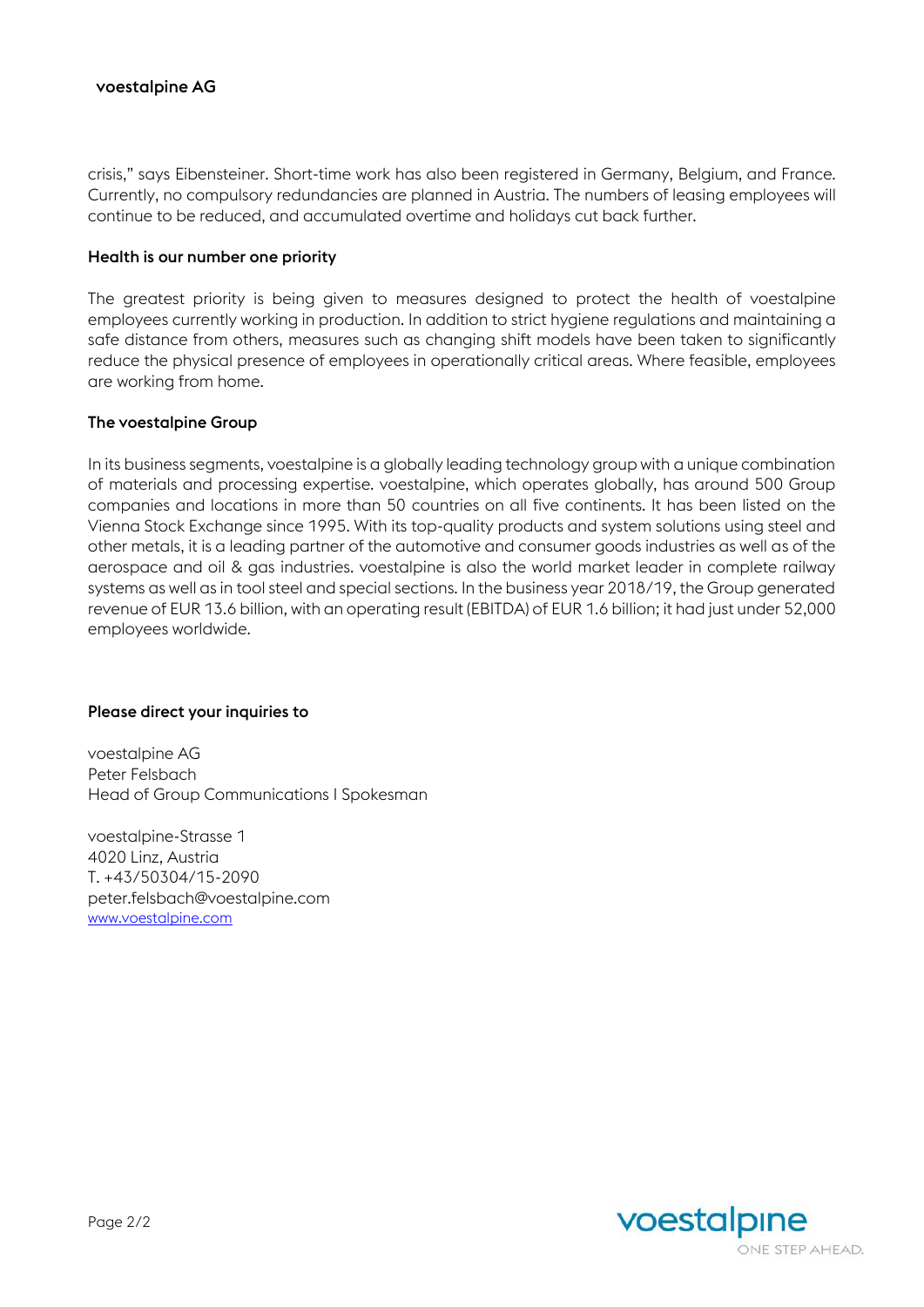crisis," says Eibensteiner. Short-time work has also been registered in Germany, Belgium, and France. Currently, no compulsory redundancies are planned in Austria. The numbers of leasing employees will continue to be reduced, and accumulated overtime and holidays cut back further.

**Health is our number one priority**

The greatest priority is being given to measures designed to protect the health of voestalpine employees currently working in production. In addition to strict hygiene regulations and maintaining a safe distance from others, measures such as changing shift models have been taken to significantly reduce the physical presence of employees in operationally critical areas. Where feasible, employees are working from home.

**The voestalpine Group**

In its business segments, voestalpine is a globally leading technology group with a unique combination of materials and processing expertise. voestalpine, which operates globally, has around 500 Group companies and locations in more than 50 countries on all five continents. It has been listed on the Vienna Stock Exchange since 1995. With its top-quality products and system solutions using steel and other metals, it is a leading partner of the automotive and consumer goods industries as well as of the aerospace and oil & gas industries. voestalpine is also the world market leader in complete railway systems as well as in tool steel and special sections. In the business year 2018/19, the Group generated revenue of EUR 13.6 billion, with an operating result (EBITDA) of EUR 1.6 billion; it had just under 52,000 employees worldwide.

**Please direct your inquiries to**

voestalpine AG
Peter Felsbach
Head of Group Communications I Spokesman

voestalpine-Strasse 1
4020 Linz, Austria
T. +43/50304/15-2090
peter.felsbach@voestalpine.com
www.voestalpine.com